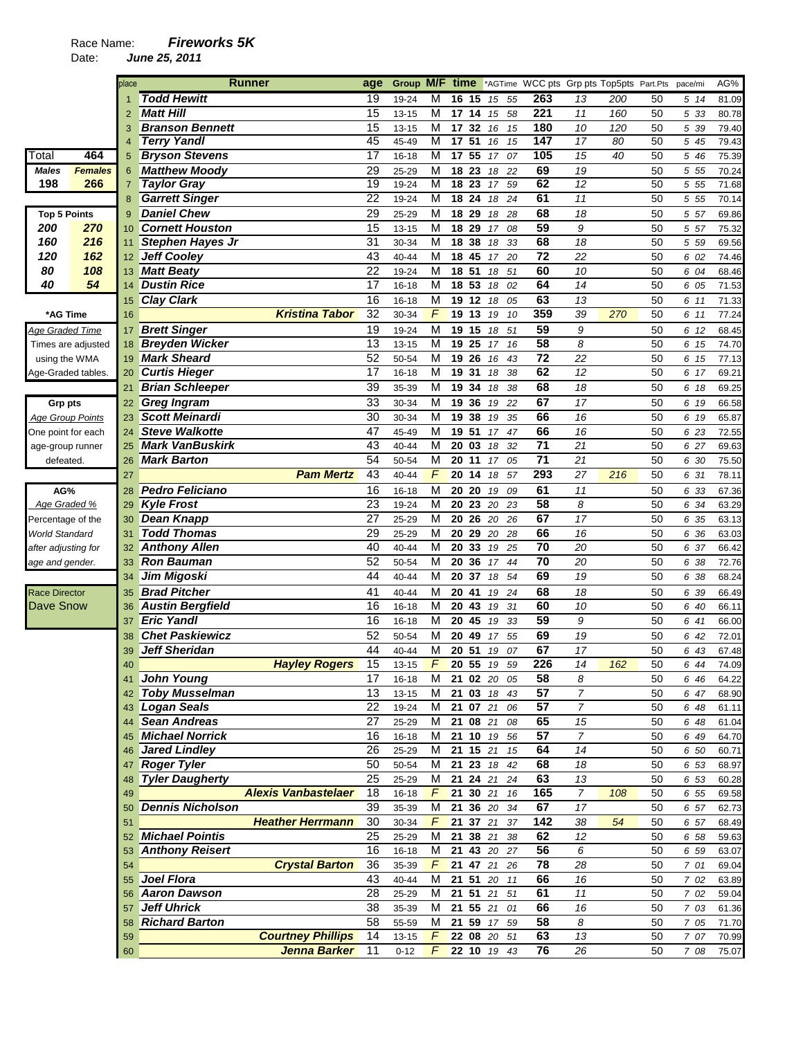Race Name: ***Fireworks 5K***

Date: ***June 25, 2011***

| Total | 464 |
|---|---|
| ***Males*** | ***Females*** |
| **198** | **266** |

| **Top 5 Points** | |
|---|---|
| ***200*** | ***270*** |
| ***160*** | ***216*** |
| ***120*** | ***162*** |
| ***80*** | ***108*** |
| ***40*** | ***54*** |

**\*AG Time**

*Age Graded Time*
Times are adjusted using the WMA Age-Graded tables.

**Grp pts**

*Age Group Points*
One point for each age-group runner defeated.

**AG%**

*Age Graded %*
*Percentage of the World Standard after adjusting for age and gender.*

Race Director
Dave Snow

| place | Runner | age | Group | M/F | time | *AGTime | WCC pts | Grp pts | Top5pts | Part.Pts | pace/mi | AG% |
|---|---|---|---|---|---|---|---|---|---|---|---|---|
| 1 | ***Todd Hewitt*** | 19 | 19-24 | M | **16 15** | *15 55* | **263** | *13* | *200* | 50 | *5 14* | 81.09 |
| 2 | ***Matt Hill*** | 15 | 13-15 | M | **17 14** | *15 58* | **221** | *11* | *160* | 50 | *5 33* | 80.78 |
| 3 | ***Branson Bennett*** | 15 | 13-15 | M | **17 32** | *16 15* | **180** | *10* | *120* | 50 | *5 39* | 79.40 |
| 4 | ***Terry Yandl*** | 45 | 45-49 | M | **17 51** | *16 15* | **147** | *17* | *80* | 50 | *5 45* | 79.43 |
| 5 | ***Bryson Stevens*** | 17 | 16-18 | M | **17 55** | *17 07* | **105** | *15* | *40* | 50 | *5 46* | 75.39 |
| 6 | ***Matthew Moody*** | 29 | 25-29 | M | **18 23** | *18 22* | **69** | *19* | | 50 | *5 55* | 70.24 |
| 7 | ***Taylor Gray*** | 19 | 19-24 | M | **18 23** | *17 59* | **62** | *12* | | 50 | *5 55* | 71.68 |
| 8 | ***Garrett Singer*** | 22 | 19-24 | M | **18 24** | *18 24* | **61** | *11* | | 50 | *5 55* | 70.14 |
| 9 | ***Daniel Chew*** | 29 | 25-29 | M | **18 29** | *18 28* | **68** | *18* | | 50 | *5 57* | 69.86 |
| 10 | ***Cornett Houston*** | 15 | 13-15 | M | **18 29** | *17 08* | **59** | *9* | | 50 | *5 57* | 75.32 |
| 11 | ***Stephen Hayes Jr*** | 31 | 30-34 | M | **18 38** | *18 33* | **68** | *18* | | 50 | *5 59* | 69.56 |
| 12 | ***Jeff Cooley*** | 43 | 40-44 | M | **18 45** | *17 20* | **72** | *22* | | 50 | *6 02* | 74.46 |
| 13 | ***Matt Beaty*** | 22 | 19-24 | M | **18 51** | *18 51* | **60** | *10* | | 50 | *6 04* | 68.46 |
| 14 | ***Dustin Rice*** | 17 | 16-18 | M | **18 53** | *18 02* | **64** | *14* | | 50 | *6 05* | 71.53 |
| 15 | ***Clay Clark*** | 16 | 16-18 | M | **19 12** | *18 05* | **63** | *13* | | 50 | *6 11* | 71.33 |
| 16 | ***Kristina Tabor*** | 32 | 30-34 | *F* | **19 13** | *19 10* | **359** | *39* | *270* | 50 | *6 11* | 77.24 |
| 17 | ***Brett Singer*** | 19 | 19-24 | M | **19 15** | *18 51* | **59** | *9* | | 50 | *6 12* | 68.45 |
| 18 | ***Breyden Wicker*** | 13 | 13-15 | M | **19 25** | *17 16* | **58** | *8* | | 50 | *6 15* | 74.70 |
| 19 | ***Mark Sheard*** | 52 | 50-54 | M | **19 26** | *16 43* | **72** | *22* | | 50 | *6 15* | 77.13 |
| 20 | ***Curtis Hieger*** | 17 | 16-18 | M | **19 31** | *18 38* | **62** | *12* | | 50 | *6 17* | 69.21 |
| 21 | ***Brian Schleeper*** | 39 | 35-39 | M | **19 34** | *18 38* | **68** | *18* | | 50 | *6 18* | 69.25 |
| 22 | ***Greg Ingram*** | 33 | 30-34 | M | **19 36** | *19 22* | **67** | *17* | | 50 | *6 19* | 66.58 |
| 23 | ***Scott Meinardi*** | 30 | 30-34 | M | **19 38** | *19 35* | **66** | *16* | | 50 | *6 19* | 65.87 |
| 24 | ***Steve Walkotte*** | 47 | 45-49 | M | **19 51** | *17 47* | **66** | *16* | | 50 | *6 23* | 72.55 |
| 25 | ***Mark VanBuskirk*** | 43 | 40-44 | M | **20 03** | *18 32* | **71** | *21* | | 50 | *6 27* | 69.63 |
| 26 | ***Mark Barton*** | 54 | 50-54 | M | **20 11** | *17 05* | **71** | *21* | | 50 | *6 30* | 75.50 |
| 27 | ***Pam Mertz*** | 43 | 40-44 | *F* | **20 14** | *18 57* | **293** | *27* | *216* | 50 | *6 31* | 78.11 |
| 28 | ***Pedro Feliciano*** | 16 | 16-18 | M | **20 20** | *19 09* | **61** | *11* | | 50 | *6 33* | 67.36 |
| 29 | ***Kyle Frost*** | 23 | 19-24 | M | **20 23** | *20 23* | **58** | *8* | | 50 | *6 34* | 63.29 |
| 30 | ***Dean Knapp*** | 27 | 25-29 | M | **20 26** | *20 26* | **67** | *17* | | 50 | *6 35* | 63.13 |
| 31 | ***Todd Thomas*** | 29 | 25-29 | M | **20 29** | *20 28* | **66** | *16* | | 50 | *6 36* | 63.03 |
| 32 | ***Anthony Allen*** | 40 | 40-44 | M | **20 33** | *19 25* | **70** | *20* | | 50 | *6 37* | 66.42 |
| 33 | ***Ron Bauman*** | 52 | 50-54 | M | **20 36** | *17 44* | **70** | *20* | | 50 | *6 38* | 72.76 |
| 34 | ***Jim Migoski*** | 44 | 40-44 | M | **20 37** | *18 54* | **69** | *19* | | 50 | *6 38* | 68.24 |
| 35 | ***Brad Pitcher*** | 41 | 40-44 | M | **20 41** | *19 24* | **68** | *18* | | 50 | *6 39* | 66.49 |
| 36 | ***Austin Bergfield*** | 16 | 16-18 | M | **20 43** | *19 31* | **60** | *10* | | 50 | *6 40* | 66.11 |
| 37 | ***Eric Yandl*** | 16 | 16-18 | M | **20 45** | *19 33* | **59** | *9* | | 50 | *6 41* | 66.00 |
| 38 | ***Chet Paskiewicz*** | 52 | 50-54 | M | **20 49** | *17 55* | **69** | *19* | | 50 | *6 42* | 72.01 |
| 39 | ***Jeff Sheridan*** | 44 | 40-44 | M | **20 51** | *19 07* | **67** | *17* | | 50 | *6 43* | 67.48 |
| 40 | ***Hayley Rogers*** | 15 | 13-15 | *F* | **20 55** | *19 59* | **226** | *14* | *162* | 50 | *6 44* | 74.09 |
| 41 | ***John Young*** | 17 | 16-18 | M | **21 02** | *20 05* | **58** | *8* | | 50 | *6 46* | 64.22 |
| 42 | ***Toby Musselman*** | 13 | 13-15 | M | **21 03** | *18 43* | **57** | *7* | | 50 | *6 47* | 68.90 |
| 43 | ***Logan Seals*** | 22 | 19-24 | M | **21 07** | *21 06* | **57** | *7* | | 50 | *6 48* | 61.11 |
| 44 | ***Sean Andreas*** | 27 | 25-29 | M | **21 08** | *21 08* | **65** | *15* | | 50 | *6 48* | 61.04 |
| 45 | ***Michael Norrick*** | 16 | 16-18 | M | **21 10** | *19 56* | **57** | *7* | | 50 | *6 49* | 64.70 |
| 46 | ***Jared Lindley*** | 26 | 25-29 | M | **21 15** | *21 15* | **64** | *14* | | 50 | *6 50* | 60.71 |
| 47 | ***Roger Tyler*** | 50 | 50-54 | M | **21 23** | *18 42* | **68** | *18* | | 50 | *6 53* | 68.97 |
| 48 | ***Tyler Daugherty*** | 25 | 25-29 | M | **21 24** | *21 24* | **63** | *13* | | 50 | *6 53* | 60.28 |
| 49 | ***Alexis Vanbastelaer*** | 18 | 16-18 | *F* | **21 30** | *21 16* | **165** | *7* | *108* | 50 | *6 55* | 69.58 |
| 50 | ***Dennis Nicholson*** | 39 | 35-39 | M | **21 36** | *20 34* | **67** | *17* | | 50 | *6 57* | 62.73 |
| 51 | ***Heather Herrmann*** | 30 | 30-34 | *F* | **21 37** | *21 37* | **142** | *38* | *54* | 50 | *6 57* | 68.49 |
| 52 | ***Michael Pointis*** | 25 | 25-29 | M | **21 38** | *21 38* | **62** | *12* | | 50 | *6 58* | 59.63 |
| 53 | ***Anthony Reisert*** | 16 | 16-18 | M | **21 43** | *20 27* | **56** | *6* | | 50 | *6 59* | 63.07 |
| 54 | ***Crystal Barton*** | 36 | 35-39 | *F* | **21 47** | *21 26* | **78** | *28* | | 50 | *7 01* | 69.04 |
| 55 | ***Joel Flora*** | 43 | 40-44 | M | **21 51** | *20 11* | **66** | *16* | | 50 | *7 02* | 63.89 |
| 56 | ***Aaron Dawson*** | 28 | 25-29 | M | **21 51** | *21 51* | **61** | *11* | | 50 | *7 02* | 59.04 |
| 57 | ***Jeff Uhrick*** | 38 | 35-39 | M | **21 55** | *21 01* | **66** | *16* | | 50 | *7 03* | 61.36 |
| 58 | ***Richard Barton*** | 58 | 55-59 | M | **21 59** | *17 59* | **58** | *8* | | 50 | *7 05* | 71.70 |
| 59 | ***Courtney Phillips*** | 14 | 13-15 | *F* | **22 08** | *20 51* | **63** | *13* | | 50 | *7 07* | 70.99 |
| 60 | ***Jenna Barker*** | 11 | 0-12 | *F* | **22 10** | *19 43* | **76** | *26* | | 50 | *7 08* | 75.07 |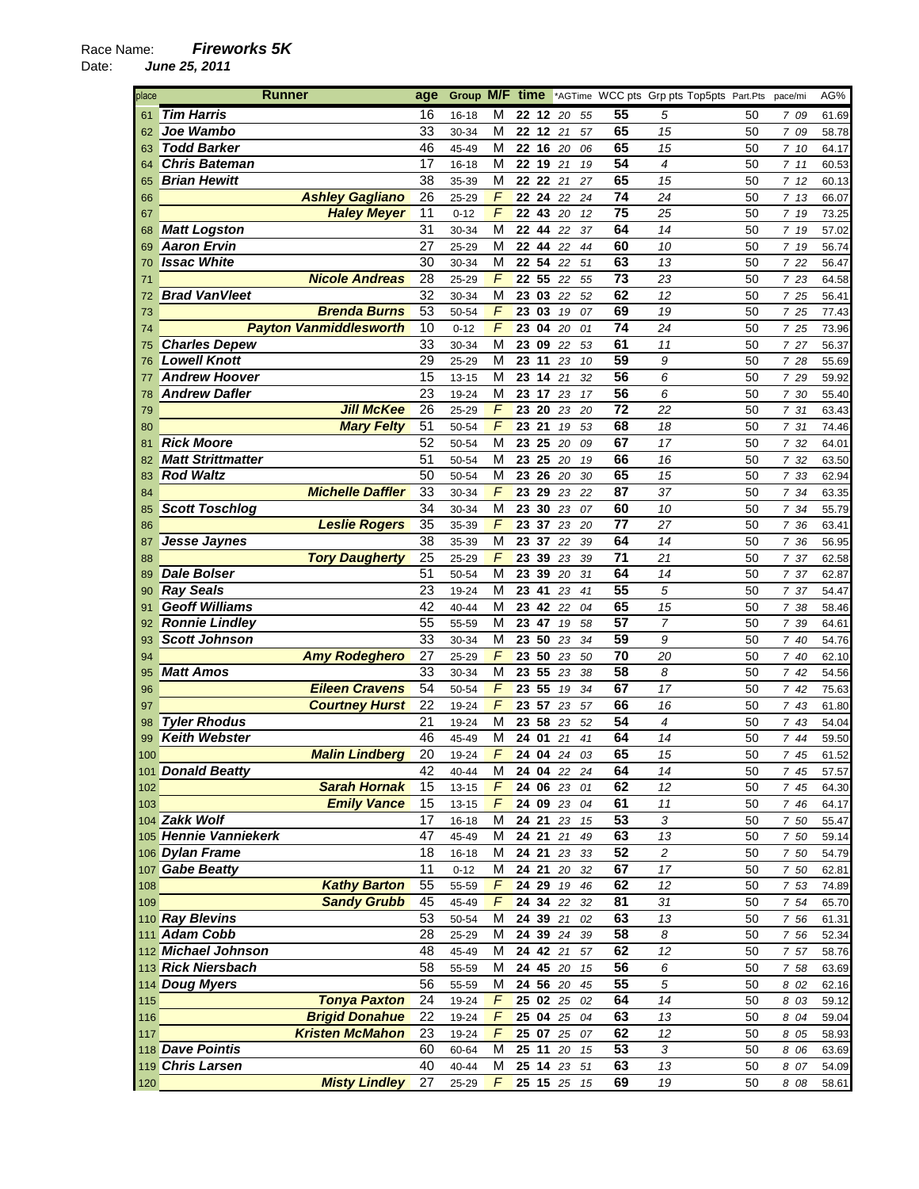Race Name: ***Fireworks 5K***
Date: ***June 25, 2011***

| place | Runner | age | Group | M/F | time | *AGTime | WCC pts | Grp pts | Top5pts | Part.Pts | pace/mi | AG% |
|---|---|---|---|---|---|---|---|---|---|---|---|---|
| 61 | Tim Harris | 16 | 16-18 | M | 22 12 | 20 55 | 55 | 5 | | 50 | 7 09 | 61.69 |
| 62 | Joe Wambo | 33 | 30-34 | M | 22 12 | 21 57 | 65 | 15 | | 50 | 7 09 | 58.78 |
| 63 | Todd Barker | 46 | 45-49 | M | 22 16 | 20 06 | 65 | 15 | | 50 | 7 10 | 64.17 |
| 64 | Chris Bateman | 17 | 16-18 | M | 22 19 | 21 19 | 54 | 4 | | 50 | 7 11 | 60.53 |
| 65 | Brian Hewitt | 38 | 35-39 | M | 22 22 | 21 27 | 65 | 15 | | 50 | 7 12 | 60.13 |
| 66 | Ashley Gagliano | 26 | 25-29 | F | 22 24 | 22 24 | 74 | 24 | | 50 | 7 13 | 66.07 |
| 67 | Haley Meyer | 11 | 0-12 | F | 22 43 | 20 12 | 75 | 25 | | 50 | 7 19 | 73.25 |
| 68 | Matt Logston | 31 | 30-34 | M | 22 44 | 22 37 | 64 | 14 | | 50 | 7 19 | 57.02 |
| 69 | Aaron Ervin | 27 | 25-29 | M | 22 44 | 22 44 | 60 | 10 | | 50 | 7 19 | 56.74 |
| 70 | Issac White | 30 | 30-34 | M | 22 54 | 22 51 | 63 | 13 | | 50 | 7 22 | 56.47 |
| 71 | Nicole Andreas | 28 | 25-29 | F | 22 55 | 22 55 | 73 | 23 | | 50 | 7 23 | 64.58 |
| 72 | Brad VanVleet | 32 | 30-34 | M | 23 03 | 22 52 | 62 | 12 | | 50 | 7 25 | 56.41 |
| 73 | Brenda Burns | 53 | 50-54 | F | 23 03 | 19 07 | 69 | 19 | | 50 | 7 25 | 77.43 |
| 74 | Payton Vanmiddlesworth | 10 | 0-12 | F | 23 04 | 20 01 | 74 | 24 | | 50 | 7 25 | 73.96 |
| 75 | Charles Depew | 33 | 30-34 | M | 23 09 | 22 53 | 61 | 11 | | 50 | 7 27 | 56.37 |
| 76 | Lowell Knott | 29 | 25-29 | M | 23 11 | 23 10 | 59 | 9 | | 50 | 7 28 | 55.69 |
| 77 | Andrew Hoover | 15 | 13-15 | M | 23 14 | 21 32 | 56 | 6 | | 50 | 7 29 | 59.92 |
| 78 | Andrew Dafler | 23 | 19-24 | M | 23 17 | 23 17 | 56 | 6 | | 50 | 7 30 | 55.40 |
| 79 | Jill McKee | 26 | 25-29 | F | 23 20 | 23 20 | 72 | 22 | | 50 | 7 31 | 63.43 |
| 80 | Mary Felty | 51 | 50-54 | F | 23 21 | 19 53 | 68 | 18 | | 50 | 7 31 | 74.46 |
| 81 | Rick Moore | 52 | 50-54 | M | 23 25 | 20 09 | 67 | 17 | | 50 | 7 32 | 64.01 |
| 82 | Matt Strittmatter | 51 | 50-54 | M | 23 25 | 20 19 | 66 | 16 | | 50 | 7 32 | 63.50 |
| 83 | Rod Waltz | 50 | 50-54 | M | 23 26 | 20 30 | 65 | 15 | | 50 | 7 33 | 62.94 |
| 84 | Michelle Daffler | 33 | 30-34 | F | 23 29 | 23 22 | 87 | 37 | | 50 | 7 34 | 63.35 |
| 85 | Scott Toschlog | 34 | 30-34 | M | 23 30 | 23 07 | 60 | 10 | | 50 | 7 34 | 55.79 |
| 86 | Leslie Rogers | 35 | 35-39 | F | 23 37 | 23 20 | 77 | 27 | | 50 | 7 36 | 63.41 |
| 87 | Jesse Jaynes | 38 | 35-39 | M | 23 37 | 22 39 | 64 | 14 | | 50 | 7 36 | 56.95 |
| 88 | Tory Daugherty | 25 | 25-29 | F | 23 39 | 23 39 | 71 | 21 | | 50 | 7 37 | 62.58 |
| 89 | Dale Bolser | 51 | 50-54 | M | 23 39 | 20 31 | 64 | 14 | | 50 | 7 37 | 62.87 |
| 90 | Ray Seals | 23 | 19-24 | M | 23 41 | 23 41 | 55 | 5 | | 50 | 7 37 | 54.47 |
| 91 | Geoff Williams | 42 | 40-44 | M | 23 42 | 22 04 | 65 | 15 | | 50 | 7 38 | 58.46 |
| 92 | Ronnie Lindley | 55 | 55-59 | M | 23 47 | 19 58 | 57 | 7 | | 50 | 7 39 | 64.61 |
| 93 | Scott Johnson | 33 | 30-34 | M | 23 50 | 23 34 | 59 | 9 | | 50 | 7 40 | 54.76 |
| 94 | Amy Rodeghero | 27 | 25-29 | F | 23 50 | 23 50 | 70 | 20 | | 50 | 7 40 | 62.10 |
| 95 | Matt Amos | 33 | 30-34 | M | 23 55 | 23 38 | 58 | 8 | | 50 | 7 42 | 54.56 |
| 96 | Eileen Cravens | 54 | 50-54 | F | 23 55 | 19 34 | 67 | 17 | | 50 | 7 42 | 75.63 |
| 97 | Courtney Hurst | 22 | 19-24 | F | 23 57 | 23 57 | 66 | 16 | | 50 | 7 43 | 61.80 |
| 98 | Tyler Rhodus | 21 | 19-24 | M | 23 58 | 23 52 | 54 | 4 | | 50 | 7 43 | 54.04 |
| 99 | Keith Webster | 46 | 45-49 | M | 24 01 | 21 41 | 64 | 14 | | 50 | 7 44 | 59.50 |
| 100 | Malin Lindberg | 20 | 19-24 | F | 24 04 | 24 03 | 65 | 15 | | 50 | 7 45 | 61.52 |
| 101 | Donald Beatty | 42 | 40-44 | M | 24 04 | 22 24 | 64 | 14 | | 50 | 7 45 | 57.57 |
| 102 | Sarah Hornak | 15 | 13-15 | F | 24 06 | 23 01 | 62 | 12 | | 50 | 7 45 | 64.30 |
| 103 | Emily Vance | 15 | 13-15 | F | 24 09 | 23 04 | 61 | 11 | | 50 | 7 46 | 64.17 |
| 104 | Zakk Wolf | 17 | 16-18 | M | 24 21 | 23 15 | 53 | 3 | | 50 | 7 50 | 55.47 |
| 105 | Hennie Vanniekerk | 47 | 45-49 | M | 24 21 | 21 49 | 63 | 13 | | 50 | 7 50 | 59.14 |
| 106 | Dylan Frame | 18 | 16-18 | M | 24 21 | 23 33 | 52 | 2 | | 50 | 7 50 | 54.79 |
| 107 | Gabe Beatty | 11 | 0-12 | M | 24 21 | 20 32 | 67 | 17 | | 50 | 7 50 | 62.81 |
| 108 | Kathy Barton | 55 | 55-59 | F | 24 29 | 19 46 | 62 | 12 | | 50 | 7 53 | 74.89 |
| 109 | Sandy Grubb | 45 | 45-49 | F | 24 34 | 22 32 | 81 | 31 | | 50 | 7 54 | 65.70 |
| 110 | Ray Blevins | 53 | 50-54 | M | 24 39 | 21 02 | 63 | 13 | | 50 | 7 56 | 61.31 |
| 111 | Adam Cobb | 28 | 25-29 | M | 24 39 | 24 39 | 58 | 8 | | 50 | 7 56 | 52.34 |
| 112 | Michael Johnson | 48 | 45-49 | M | 24 42 | 21 57 | 62 | 12 | | 50 | 7 57 | 58.76 |
| 113 | Rick Niersbach | 58 | 55-59 | M | 24 45 | 20 15 | 56 | 6 | | 50 | 7 58 | 63.69 |
| 114 | Doug Myers | 56 | 55-59 | M | 24 56 | 20 45 | 55 | 5 | | 50 | 8 02 | 62.16 |
| 115 | Tonya Paxton | 24 | 19-24 | F | 25 02 | 25 02 | 64 | 14 | | 50 | 8 03 | 59.12 |
| 116 | Brigid Donahue | 22 | 19-24 | F | 25 04 | 25 04 | 63 | 13 | | 50 | 8 04 | 59.04 |
| 117 | Kristen McMahon | 23 | 19-24 | F | 25 07 | 25 07 | 62 | 12 | | 50 | 8 05 | 58.93 |
| 118 | Dave Pointis | 60 | 60-64 | M | 25 11 | 20 15 | 53 | 3 | | 50 | 8 06 | 63.69 |
| 119 | Chris Larsen | 40 | 40-44 | M | 25 14 | 23 51 | 63 | 13 | | 50 | 8 07 | 54.09 |
| 120 | Misty Lindley | 27 | 25-29 | F | 25 15 | 25 15 | 69 | 19 | | 50 | 8 08 | 58.61 |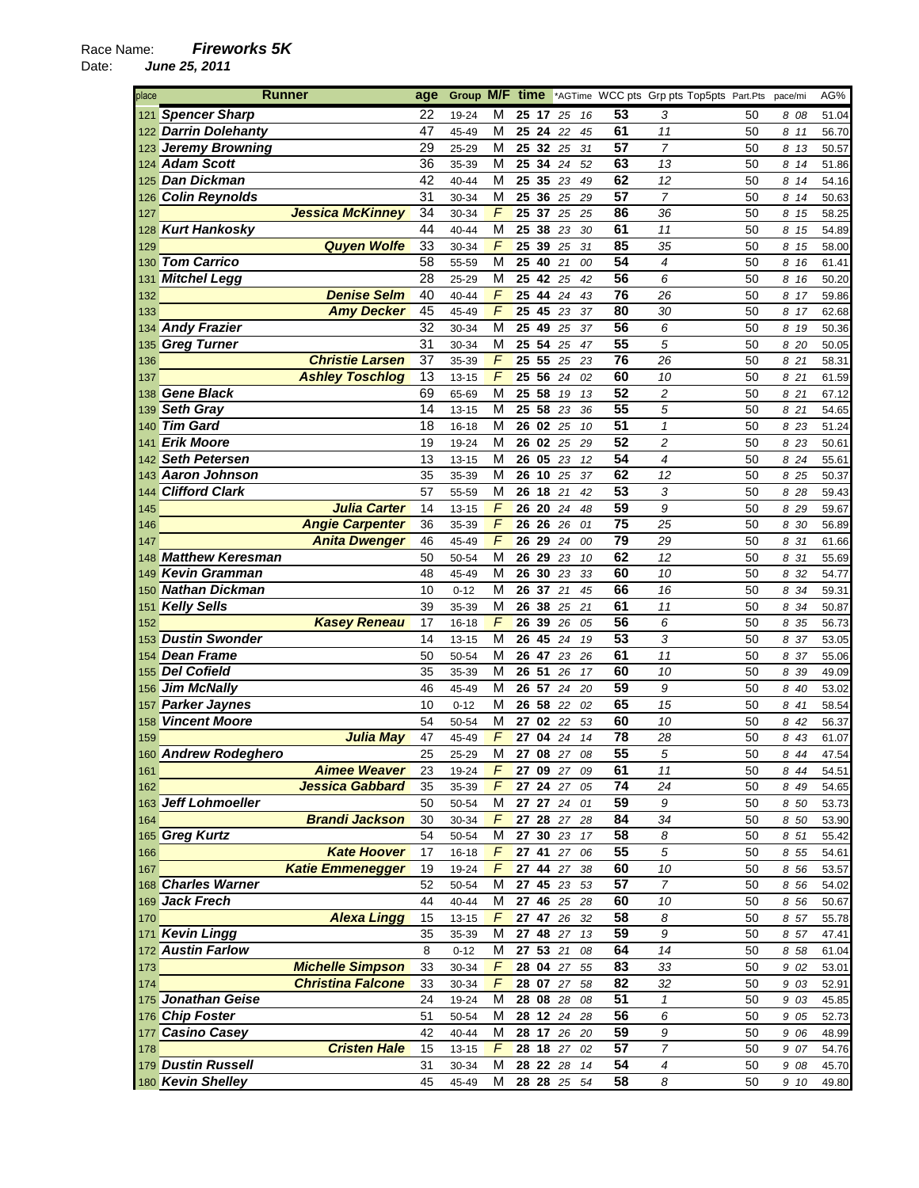Race Name: ***Fireworks 5K***
Date: ***June 25, 2011***

| place | Runner | age | Group | M/F | time | *AGTime | WCC pts | Grp pts | Top5pts | Part.Pts | pace/mi | AG% |
|---|---|---|---|---|---|---|---|---|---|---|---|---|
| 121 | Spencer Sharp | 22 | 19-24 | M | 25 17 | 25 16 | 53 | 3 | | 50 | 8 08 | 51.04 |
| 122 | Darrin Dolehanty | 47 | 45-49 | M | 25 24 | 22 45 | 61 | 11 | | 50 | 8 11 | 56.70 |
| 123 | Jeremy Browning | 29 | 25-29 | M | 25 32 | 25 31 | 57 | 7 | | 50 | 8 13 | 50.57 |
| 124 | Adam Scott | 36 | 35-39 | M | 25 34 | 24 52 | 63 | 13 | | 50 | 8 14 | 51.86 |
| 125 | Dan Dickman | 42 | 40-44 | M | 25 35 | 23 49 | 62 | 12 | | 50 | 8 14 | 54.16 |
| 126 | Colin Reynolds | 31 | 30-34 | M | 25 36 | 25 29 | 57 | 7 | | 50 | 8 14 | 50.63 |
| 127 | Jessica McKinney | 34 | 30-34 | F | 25 37 | 25 25 | 86 | 36 | | 50 | 8 15 | 58.25 |
| 128 | Kurt Hankosky | 44 | 40-44 | M | 25 38 | 23 30 | 61 | 11 | | 50 | 8 15 | 54.89 |
| 129 | Quyen Wolfe | 33 | 30-34 | F | 25 39 | 25 31 | 85 | 35 | | 50 | 8 15 | 58.00 |
| 130 | Tom Carrico | 58 | 55-59 | M | 25 40 | 21 00 | 54 | 4 | | 50 | 8 16 | 61.41 |
| 131 | Mitchel Legg | 28 | 25-29 | M | 25 42 | 25 42 | 56 | 6 | | 50 | 8 16 | 50.20 |
| 132 | Denise Selm | 40 | 40-44 | F | 25 44 | 24 43 | 76 | 26 | | 50 | 8 17 | 59.86 |
| 133 | Amy Decker | 45 | 45-49 | F | 25 45 | 23 37 | 80 | 30 | | 50 | 8 17 | 62.68 |
| 134 | Andy Frazier | 32 | 30-34 | M | 25 49 | 25 37 | 56 | 6 | | 50 | 8 19 | 50.36 |
| 135 | Greg Turner | 31 | 30-34 | M | 25 54 | 25 47 | 55 | 5 | | 50 | 8 20 | 50.05 |
| 136 | Christie Larsen | 37 | 35-39 | F | 25 55 | 25 23 | 76 | 26 | | 50 | 8 21 | 58.31 |
| 137 | Ashley Toschlog | 13 | 13-15 | F | 25 56 | 24 02 | 60 | 10 | | 50 | 8 21 | 61.59 |
| 138 | Gene Black | 69 | 65-69 | M | 25 58 | 19 13 | 52 | 2 | | 50 | 8 21 | 67.12 |
| 139 | Seth Gray | 14 | 13-15 | M | 25 58 | 23 36 | 55 | 5 | | 50 | 8 21 | 54.65 |
| 140 | Tim Gard | 18 | 16-18 | M | 26 02 | 25 10 | 51 | 1 | | 50 | 8 23 | 51.24 |
| 141 | Erik Moore | 19 | 19-24 | M | 26 02 | 25 29 | 52 | 2 | | 50 | 8 23 | 50.61 |
| 142 | Seth Petersen | 13 | 13-15 | M | 26 05 | 23 12 | 54 | 4 | | 50 | 8 24 | 55.61 |
| 143 | Aaron Johnson | 35 | 35-39 | M | 26 10 | 25 37 | 62 | 12 | | 50 | 8 25 | 50.37 |
| 144 | Clifford Clark | 57 | 55-59 | M | 26 18 | 21 42 | 53 | 3 | | 50 | 8 28 | 59.43 |
| 145 | Julia Carter | 14 | 13-15 | F | 26 20 | 24 48 | 59 | 9 | | 50 | 8 29 | 59.67 |
| 146 | Angie Carpenter | 36 | 35-39 | F | 26 26 | 26 01 | 75 | 25 | | 50 | 8 30 | 56.89 |
| 147 | Anita Dwenger | 46 | 45-49 | F | 26 29 | 24 00 | 79 | 29 | | 50 | 8 31 | 61.66 |
| 148 | Matthew Keresman | 50 | 50-54 | M | 26 29 | 23 10 | 62 | 12 | | 50 | 8 31 | 55.69 |
| 149 | Kevin Gramman | 48 | 45-49 | M | 26 30 | 23 33 | 60 | 10 | | 50 | 8 32 | 54.77 |
| 150 | Nathan Dickman | 10 | 0-12 | M | 26 37 | 21 45 | 66 | 16 | | 50 | 8 34 | 59.31 |
| 151 | Kelly Sells | 39 | 35-39 | M | 26 38 | 25 21 | 61 | 11 | | 50 | 8 34 | 50.87 |
| 152 | Kasey Reneau | 17 | 16-18 | F | 26 39 | 26 05 | 56 | 6 | | 50 | 8 35 | 56.73 |
| 153 | Dustin Swonder | 14 | 13-15 | M | 26 45 | 24 19 | 53 | 3 | | 50 | 8 37 | 53.05 |
| 154 | Dean Frame | 50 | 50-54 | M | 26 47 | 23 26 | 61 | 11 | | 50 | 8 37 | 55.06 |
| 155 | Del Cofield | 35 | 35-39 | M | 26 51 | 26 17 | 60 | 10 | | 50 | 8 39 | 49.09 |
| 156 | Jim McNally | 46 | 45-49 | M | 26 57 | 24 20 | 59 | 9 | | 50 | 8 40 | 53.02 |
| 157 | Parker Jaynes | 10 | 0-12 | M | 26 58 | 22 02 | 65 | 15 | | 50 | 8 41 | 58.54 |
| 158 | Vincent Moore | 54 | 50-54 | M | 27 02 | 22 53 | 60 | 10 | | 50 | 8 42 | 56.37 |
| 159 | Julia May | 47 | 45-49 | F | 27 04 | 24 14 | 78 | 28 | | 50 | 8 43 | 61.07 |
| 160 | Andrew Rodeghero | 25 | 25-29 | M | 27 08 | 27 08 | 55 | 5 | | 50 | 8 44 | 47.54 |
| 161 | Aimee Weaver | 23 | 19-24 | F | 27 09 | 27 09 | 61 | 11 | | 50 | 8 44 | 54.51 |
| 162 | Jessica Gabbard | 35 | 35-39 | F | 27 24 | 27 05 | 74 | 24 | | 50 | 8 49 | 54.65 |
| 163 | Jeff Lohmoeller | 50 | 50-54 | M | 27 27 | 24 01 | 59 | 9 | | 50 | 8 50 | 53.73 |
| 164 | Brandi Jackson | 30 | 30-34 | F | 27 28 | 27 28 | 84 | 34 | | 50 | 8 50 | 53.90 |
| 165 | Greg Kurtz | 54 | 50-54 | M | 27 30 | 23 17 | 58 | 8 | | 50 | 8 51 | 55.42 |
| 166 | Kate Hoover | 17 | 16-18 | F | 27 41 | 27 06 | 55 | 5 | | 50 | 8 55 | 54.61 |
| 167 | Katie Emmenegger | 19 | 19-24 | F | 27 44 | 27 38 | 60 | 10 | | 50 | 8 56 | 53.57 |
| 168 | Charles Warner | 52 | 50-54 | M | 27 45 | 23 53 | 57 | 7 | | 50 | 8 56 | 54.02 |
| 169 | Jack Frech | 44 | 40-44 | M | 27 46 | 25 28 | 60 | 10 | | 50 | 8 56 | 50.67 |
| 170 | Alexa Lingg | 15 | 13-15 | F | 27 47 | 26 32 | 58 | 8 | | 50 | 8 57 | 55.78 |
| 171 | Kevin Lingg | 35 | 35-39 | M | 27 48 | 27 13 | 59 | 9 | | 50 | 8 57 | 47.41 |
| 172 | Austin Farlow | 8 | 0-12 | M | 27 53 | 21 08 | 64 | 14 | | 50 | 8 58 | 61.04 |
| 173 | Michelle Simpson | 33 | 30-34 | F | 28 04 | 27 55 | 83 | 33 | | 50 | 9 02 | 53.01 |
| 174 | Christina Falcone | 33 | 30-34 | F | 28 07 | 27 58 | 82 | 32 | | 50 | 9 03 | 52.91 |
| 175 | Jonathan Geise | 24 | 19-24 | M | 28 08 | 28 08 | 51 | 1 | | 50 | 9 03 | 45.85 |
| 176 | Chip Foster | 51 | 50-54 | M | 28 12 | 24 28 | 56 | 6 | | 50 | 9 05 | 52.73 |
| 177 | Casino Casey | 42 | 40-44 | M | 28 17 | 26 20 | 59 | 9 | | 50 | 9 06 | 48.99 |
| 178 | Cristen Hale | 15 | 13-15 | F | 28 18 | 27 02 | 57 | 7 | | 50 | 9 07 | 54.76 |
| 179 | Dustin Russell | 31 | 30-34 | M | 28 22 | 28 14 | 54 | 4 | | 50 | 9 08 | 45.70 |
| 180 | Kevin Shelley | 45 | 45-49 | M | 28 28 | 25 54 | 58 | 8 | | 50 | 9 10 | 49.80 |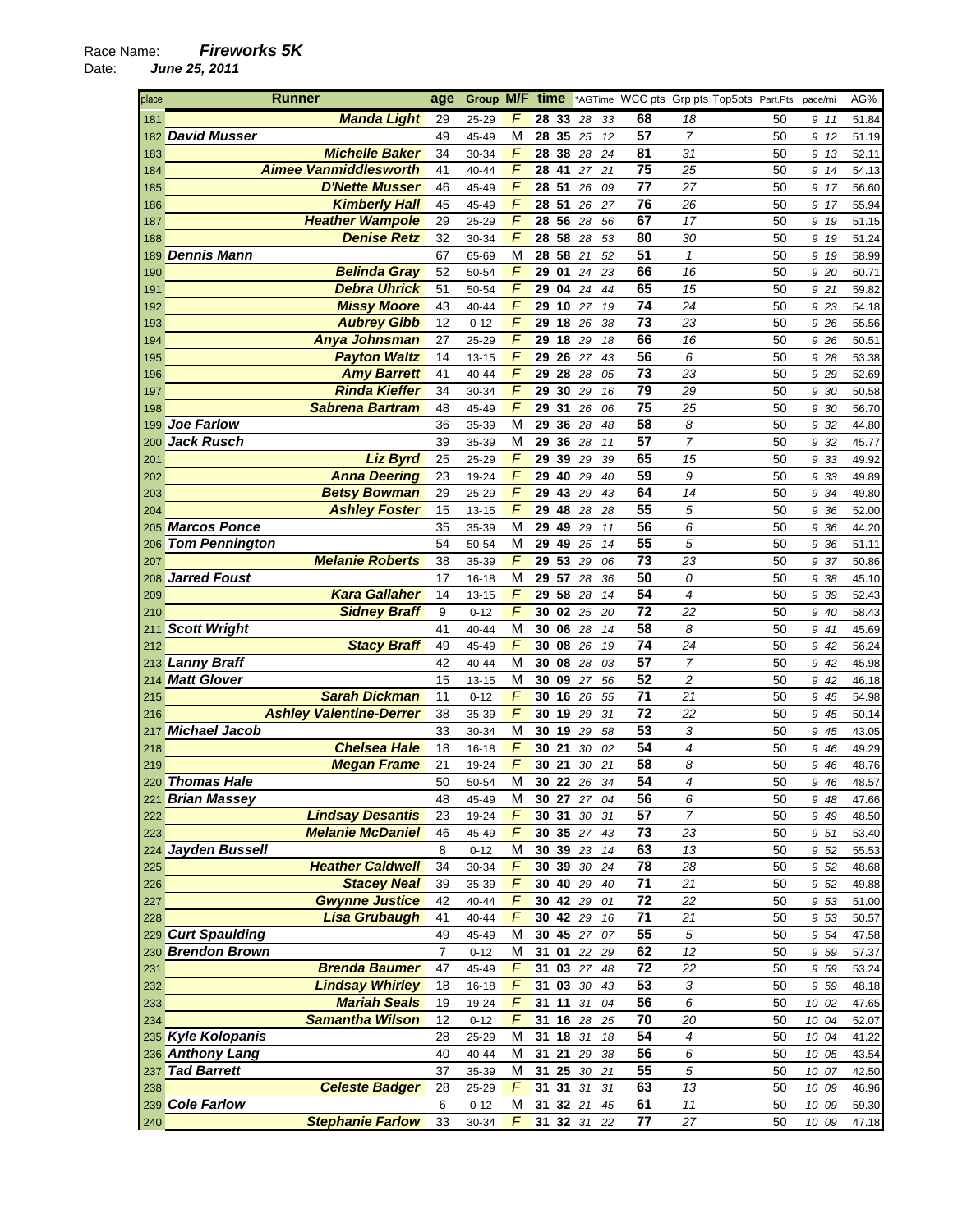Race Name: ***Fireworks 5K***
Date: ***June 25, 2011***

| place | Runner | age | Group | M/F | time | | *AGTime | | WCC pts | Grp pts | Top5pts | Part.Pts | pace/mi | AG% |
|---|---|---|---|---|---|---|---|---|---|---|---|---|---|---|
| 181 | Manda Light | 29 | 25-29 | F | 28 | 33 | 28 | 33 | 68 | 18 | | 50 | 9 11 | 51.84 |
| 182 | David Musser | 49 | 45-49 | M | 28 | 35 | 25 | 12 | 57 | 7 | | 50 | 9 12 | 51.19 |
| 183 | Michelle Baker | 34 | 30-34 | F | 28 | 38 | 28 | 24 | 81 | 31 | | 50 | 9 13 | 52.11 |
| 184 | Aimee Vanmiddlesworth | 41 | 40-44 | F | 28 | 41 | 27 | 21 | 75 | 25 | | 50 | 9 14 | 54.13 |
| 185 | D'Nette Musser | 46 | 45-49 | F | 28 | 51 | 26 | 09 | 77 | 27 | | 50 | 9 17 | 56.60 |
| 186 | Kimberly Hall | 45 | 45-49 | F | 28 | 51 | 26 | 27 | 76 | 26 | | 50 | 9 17 | 55.94 |
| 187 | Heather Wampole | 29 | 25-29 | F | 28 | 56 | 28 | 56 | 67 | 17 | | 50 | 9 19 | 51.15 |
| 188 | Denise Retz | 32 | 30-34 | F | 28 | 58 | 28 | 53 | 80 | 30 | | 50 | 9 19 | 51.24 |
| 189 | Dennis Mann | 67 | 65-69 | M | 28 | 58 | 21 | 52 | 51 | 1 | | 50 | 9 19 | 58.99 |
| 190 | Belinda Gray | 52 | 50-54 | F | 29 | 01 | 24 | 23 | 66 | 16 | | 50 | 9 20 | 60.71 |
| 191 | Debra Uhrick | 51 | 50-54 | F | 29 | 04 | 24 | 44 | 65 | 15 | | 50 | 9 21 | 59.82 |
| 192 | Missy Moore | 43 | 40-44 | F | 29 | 10 | 27 | 19 | 74 | 24 | | 50 | 9 23 | 54.18 |
| 193 | Aubrey Gibb | 12 | 0-12 | F | 29 | 18 | 26 | 38 | 73 | 23 | | 50 | 9 26 | 55.56 |
| 194 | Anya Johnsman | 27 | 25-29 | F | 29 | 18 | 29 | 18 | 66 | 16 | | 50 | 9 26 | 50.51 |
| 195 | Payton Waltz | 14 | 13-15 | F | 29 | 26 | 27 | 43 | 56 | 6 | | 50 | 9 28 | 53.38 |
| 196 | Amy Barrett | 41 | 40-44 | F | 29 | 28 | 28 | 05 | 73 | 23 | | 50 | 9 29 | 52.69 |
| 197 | Rinda Kieffer | 34 | 30-34 | F | 29 | 30 | 29 | 16 | 79 | 29 | | 50 | 9 30 | 50.58 |
| 198 | Sabrena Bartram | 48 | 45-49 | F | 29 | 31 | 26 | 06 | 75 | 25 | | 50 | 9 30 | 56.70 |
| 199 | Joe Farlow | 36 | 35-39 | M | 29 | 36 | 28 | 48 | 58 | 8 | | 50 | 9 32 | 44.80 |
| 200 | Jack Rusch | 39 | 35-39 | M | 29 | 36 | 28 | 11 | 57 | 7 | | 50 | 9 32 | 45.77 |
| 201 | Liz Byrd | 25 | 25-29 | F | 29 | 39 | 29 | 39 | 65 | 15 | | 50 | 9 33 | 49.92 |
| 202 | Anna Deering | 23 | 19-24 | F | 29 | 40 | 29 | 40 | 59 | 9 | | 50 | 9 33 | 49.89 |
| 203 | Betsy Bowman | 29 | 25-29 | F | 29 | 43 | 29 | 43 | 64 | 14 | | 50 | 9 34 | 49.80 |
| 204 | Ashley Foster | 15 | 13-15 | F | 29 | 48 | 28 | 28 | 55 | 5 | | 50 | 9 36 | 52.00 |
| 205 | Marcos Ponce | 35 | 35-39 | M | 29 | 49 | 29 | 11 | 56 | 6 | | 50 | 9 36 | 44.20 |
| 206 | Tom Pennington | 54 | 50-54 | M | 29 | 49 | 25 | 14 | 55 | 5 | | 50 | 9 36 | 51.11 |
| 207 | Melanie Roberts | 38 | 35-39 | F | 29 | 53 | 29 | 06 | 73 | 23 | | 50 | 9 37 | 50.86 |
| 208 | Jarred Foust | 17 | 16-18 | M | 29 | 57 | 28 | 36 | 50 | 0 | | 50 | 9 38 | 45.10 |
| 209 | Kara Gallaher | 14 | 13-15 | F | 29 | 58 | 28 | 14 | 54 | 4 | | 50 | 9 39 | 52.43 |
| 210 | Sidney Braff | 9 | 0-12 | F | 30 | 02 | 25 | 20 | 72 | 22 | | 50 | 9 40 | 58.43 |
| 211 | Scott Wright | 41 | 40-44 | M | 30 | 06 | 28 | 14 | 58 | 8 | | 50 | 9 41 | 45.69 |
| 212 | Stacy Braff | 49 | 45-49 | F | 30 | 08 | 26 | 19 | 74 | 24 | | 50 | 9 42 | 56.24 |
| 213 | Lanny Braff | 42 | 40-44 | M | 30 | 08 | 28 | 03 | 57 | 7 | | 50 | 9 42 | 45.98 |
| 214 | Matt Glover | 15 | 13-15 | M | 30 | 09 | 27 | 56 | 52 | 2 | | 50 | 9 42 | 46.18 |
| 215 | Sarah Dickman | 11 | 0-12 | F | 30 | 16 | 26 | 55 | 71 | 21 | | 50 | 9 45 | 54.98 |
| 216 | Ashley Valentine-Derrer | 38 | 35-39 | F | 30 | 19 | 29 | 31 | 72 | 22 | | 50 | 9 45 | 50.14 |
| 217 | Michael Jacob | 33 | 30-34 | M | 30 | 19 | 29 | 58 | 53 | 3 | | 50 | 9 45 | 43.05 |
| 218 | Chelsea Hale | 18 | 16-18 | F | 30 | 21 | 30 | 02 | 54 | 4 | | 50 | 9 46 | 49.29 |
| 219 | Megan Frame | 21 | 19-24 | F | 30 | 21 | 30 | 21 | 58 | 8 | | 50 | 9 46 | 48.76 |
| 220 | Thomas Hale | 50 | 50-54 | M | 30 | 22 | 26 | 34 | 54 | 4 | | 50 | 9 46 | 48.57 |
| 221 | Brian Massey | 48 | 45-49 | M | 30 | 27 | 27 | 04 | 56 | 6 | | 50 | 9 48 | 47.66 |
| 222 | Lindsay Desantis | 23 | 19-24 | F | 30 | 31 | 30 | 31 | 57 | 7 | | 50 | 9 49 | 48.50 |
| 223 | Melanie McDaniel | 46 | 45-49 | F | 30 | 35 | 27 | 43 | 73 | 23 | | 50 | 9 51 | 53.40 |
| 224 | Jayden Bussell | 8 | 0-12 | M | 30 | 39 | 23 | 14 | 63 | 13 | | 50 | 9 52 | 55.53 |
| 225 | Heather Caldwell | 34 | 30-34 | F | 30 | 39 | 30 | 24 | 78 | 28 | | 50 | 9 52 | 48.68 |
| 226 | Stacey Neal | 39 | 35-39 | F | 30 | 40 | 29 | 40 | 71 | 21 | | 50 | 9 52 | 49.88 |
| 227 | Gwynne Justice | 42 | 40-44 | F | 30 | 42 | 29 | 01 | 72 | 22 | | 50 | 9 53 | 51.00 |
| 228 | Lisa Grubaugh | 41 | 40-44 | F | 30 | 42 | 29 | 16 | 71 | 21 | | 50 | 9 53 | 50.57 |
| 229 | Curt Spaulding | 49 | 45-49 | M | 30 | 45 | 27 | 07 | 55 | 5 | | 50 | 9 54 | 47.58 |
| 230 | Brendon Brown | 7 | 0-12 | M | 31 | 01 | 22 | 29 | 62 | 12 | | 50 | 9 59 | 57.37 |
| 231 | Brenda Baumer | 47 | 45-49 | F | 31 | 03 | 27 | 48 | 72 | 22 | | 50 | 9 59 | 53.24 |
| 232 | Lindsay Whirley | 18 | 16-18 | F | 31 | 03 | 30 | 43 | 53 | 3 | | 50 | 9 59 | 48.18 |
| 233 | Mariah Seals | 19 | 19-24 | F | 31 | 11 | 31 | 04 | 56 | 6 | | 50 | 10 02 | 47.65 |
| 234 | Samantha Wilson | 12 | 0-12 | F | 31 | 16 | 28 | 25 | 70 | 20 | | 50 | 10 04 | 52.07 |
| 235 | Kyle Kolopanis | 28 | 25-29 | M | 31 | 18 | 31 | 18 | 54 | 4 | | 50 | 10 04 | 41.22 |
| 236 | Anthony Lang | 40 | 40-44 | M | 31 | 21 | 29 | 38 | 56 | 6 | | 50 | 10 05 | 43.54 |
| 237 | Tad Barrett | 37 | 35-39 | M | 31 | 25 | 30 | 21 | 55 | 5 | | 50 | 10 07 | 42.50 |
| 238 | Celeste Badger | 28 | 25-29 | F | 31 | 31 | 31 | 31 | 63 | 13 | | 50 | 10 09 | 46.96 |
| 239 | Cole Farlow | 6 | 0-12 | M | 31 | 32 | 21 | 45 | 61 | 11 | | 50 | 10 09 | 59.30 |
| 240 | Stephanie Farlow | 33 | 30-34 | F | 31 | 32 | 31 | 22 | 77 | 27 | | 50 | 10 09 | 47.18 |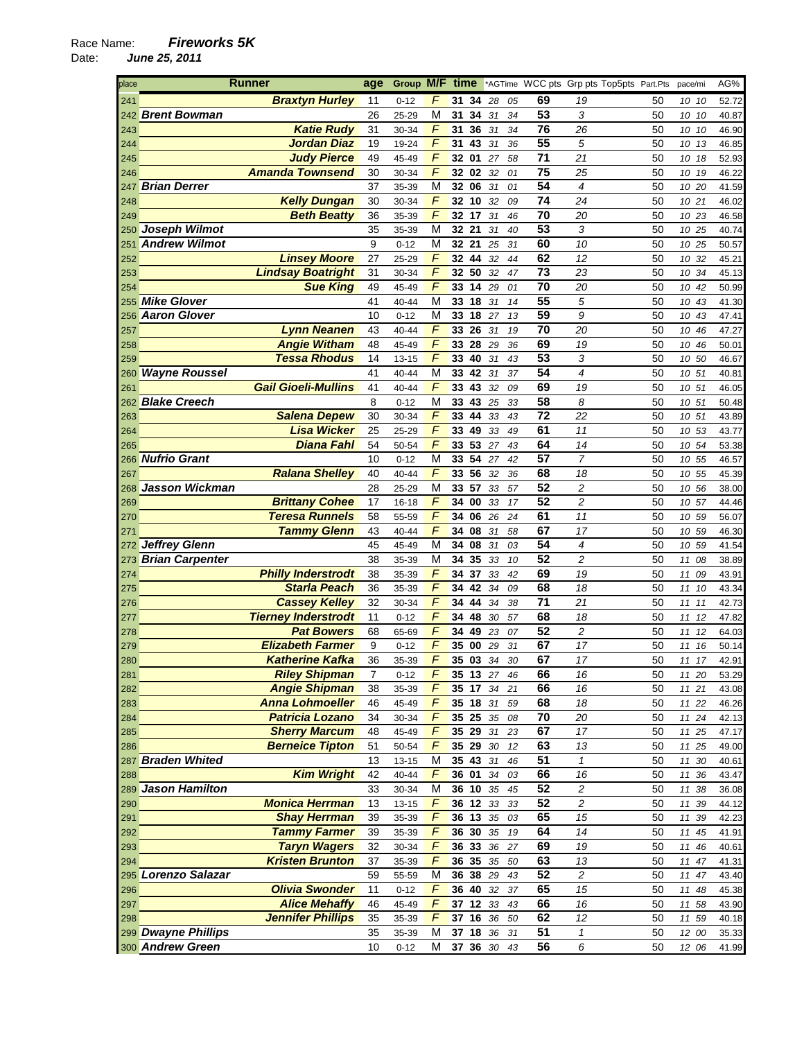Race Name: ***Fireworks 5K***
Date: ***June 25, 2011***

| place | Runner | age | Group | M/F | time | *AGTime | WCC pts | Grp pts | Top5pts | Part.Pts | pace/mi | AG% |
|---|---|---|---|---|---|---|---|---|---|---|---|---|
| 241 | Braxtyn Hurley | 11 | 0-12 | F | 31 34 | 28 05 | 69 | 19 | | 50 | 10 10 | 52.72 |
| 242 | Brent Bowman | 26 | 25-29 | M | 31 34 | 31 34 | 53 | 3 | | 50 | 10 10 | 40.87 |
| 243 | Katie Rudy | 31 | 30-34 | F | 31 36 | 31 34 | 76 | 26 | | 50 | 10 10 | 46.90 |
| 244 | Jordan Diaz | 19 | 19-24 | F | 31 43 | 31 36 | 55 | 5 | | 50 | 10 13 | 46.85 |
| 245 | Judy Pierce | 49 | 45-49 | F | 32 01 | 27 58 | 71 | 21 | | 50 | 10 18 | 52.93 |
| 246 | Amanda Townsend | 30 | 30-34 | F | 32 02 | 32 01 | 75 | 25 | | 50 | 10 19 | 46.22 |
| 247 | Brian Derrer | 37 | 35-39 | M | 32 06 | 31 01 | 54 | 4 | | 50 | 10 20 | 41.59 |
| 248 | Kelly Dungan | 30 | 30-34 | F | 32 10 | 32 09 | 74 | 24 | | 50 | 10 21 | 46.02 |
| 249 | Beth Beatty | 36 | 35-39 | F | 32 17 | 31 46 | 70 | 20 | | 50 | 10 23 | 46.58 |
| 250 | Joseph Wilmot | 35 | 35-39 | M | 32 21 | 31 40 | 53 | 3 | | 50 | 10 25 | 40.74 |
| 251 | Andrew Wilmot | 9 | 0-12 | M | 32 21 | 25 31 | 60 | 10 | | 50 | 10 25 | 50.57 |
| 252 | Linsey Moore | 27 | 25-29 | F | 32 44 | 32 44 | 62 | 12 | | 50 | 10 32 | 45.21 |
| 253 | Lindsay Boatright | 31 | 30-34 | F | 32 50 | 32 47 | 73 | 23 | | 50 | 10 34 | 45.13 |
| 254 | Sue King | 49 | 45-49 | F | 33 14 | 29 01 | 70 | 20 | | 50 | 10 42 | 50.99 |
| 255 | Mike Glover | 41 | 40-44 | M | 33 18 | 31 14 | 55 | 5 | | 50 | 10 43 | 41.30 |
| 256 | Aaron Glover | 10 | 0-12 | M | 33 18 | 27 13 | 59 | 9 | | 50 | 10 43 | 47.41 |
| 257 | Lynn Neanen | 43 | 40-44 | F | 33 26 | 31 19 | 70 | 20 | | 50 | 10 46 | 47.27 |
| 258 | Angie Witham | 48 | 45-49 | F | 33 28 | 29 36 | 69 | 19 | | 50 | 10 46 | 50.01 |
| 259 | Tessa Rhodus | 14 | 13-15 | F | 33 40 | 31 43 | 53 | 3 | | 50 | 10 50 | 46.67 |
| 260 | Wayne Roussel | 41 | 40-44 | M | 33 42 | 31 37 | 54 | 4 | | 50 | 10 51 | 40.81 |
| 261 | Gail Gioeli-Mullins | 41 | 40-44 | F | 33 43 | 32 09 | 69 | 19 | | 50 | 10 51 | 46.05 |
| 262 | Blake Creech | 8 | 0-12 | M | 33 43 | 25 33 | 58 | 8 | | 50 | 10 51 | 50.48 |
| 263 | Salena Depew | 30 | 30-34 | F | 33 44 | 33 43 | 72 | 22 | | 50 | 10 51 | 43.89 |
| 264 | Lisa Wicker | 25 | 25-29 | F | 33 49 | 33 49 | 61 | 11 | | 50 | 10 53 | 43.77 |
| 265 | Diana Fahl | 54 | 50-54 | F | 33 53 | 27 43 | 64 | 14 | | 50 | 10 54 | 53.38 |
| 266 | Nufrio Grant | 10 | 0-12 | M | 33 54 | 27 42 | 57 | 7 | | 50 | 10 55 | 46.57 |
| 267 | Ralana Shelley | 40 | 40-44 | F | 33 56 | 32 36 | 68 | 18 | | 50 | 10 55 | 45.39 |
| 268 | Jasson Wickman | 28 | 25-29 | M | 33 57 | 33 57 | 52 | 2 | | 50 | 10 56 | 38.00 |
| 269 | Brittany Cohee | 17 | 16-18 | F | 34 00 | 33 17 | 52 | 2 | | 50 | 10 57 | 44.46 |
| 270 | Teresa Runnels | 58 | 55-59 | F | 34 06 | 26 24 | 61 | 11 | | 50 | 10 59 | 56.07 |
| 271 | Tammy Glenn | 43 | 40-44 | F | 34 08 | 31 58 | 67 | 17 | | 50 | 10 59 | 46.30 |
| 272 | Jeffrey Glenn | 45 | 45-49 | M | 34 08 | 31 03 | 54 | 4 | | 50 | 10 59 | 41.54 |
| 273 | Brian Carpenter | 38 | 35-39 | M | 34 35 | 33 10 | 52 | 2 | | 50 | 11 08 | 38.89 |
| 274 | Philly Inderstrodt | 38 | 35-39 | F | 34 37 | 33 42 | 69 | 19 | | 50 | 11 09 | 43.91 |
| 275 | Starla Peach | 36 | 35-39 | F | 34 42 | 34 09 | 68 | 18 | | 50 | 11 10 | 43.34 |
| 276 | Cassey Kelley | 32 | 30-34 | F | 34 44 | 34 38 | 71 | 21 | | 50 | 11 11 | 42.73 |
| 277 | Tierney Inderstrodt | 11 | 0-12 | F | 34 48 | 30 57 | 68 | 18 | | 50 | 11 12 | 47.82 |
| 278 | Pat Bowers | 68 | 65-69 | F | 34 49 | 23 07 | 52 | 2 | | 50 | 11 12 | 64.03 |
| 279 | Elizabeth Farmer | 9 | 0-12 | F | 35 00 | 29 31 | 67 | 17 | | 50 | 11 16 | 50.14 |
| 280 | Katherine Kafka | 36 | 35-39 | F | 35 03 | 34 30 | 67 | 17 | | 50 | 11 17 | 42.91 |
| 281 | Riley Shipman | 7 | 0-12 | F | 35 13 | 27 46 | 66 | 16 | | 50 | 11 20 | 53.29 |
| 282 | Angie Shipman | 38 | 35-39 | F | 35 17 | 34 21 | 66 | 16 | | 50 | 11 21 | 43.08 |
| 283 | Anna Lohmoeller | 46 | 45-49 | F | 35 18 | 31 59 | 68 | 18 | | 50 | 11 22 | 46.26 |
| 284 | Patricia Lozano | 34 | 30-34 | F | 35 25 | 35 08 | 70 | 20 | | 50 | 11 24 | 42.13 |
| 285 | Sherry Marcum | 48 | 45-49 | F | 35 29 | 31 23 | 67 | 17 | | 50 | 11 25 | 47.17 |
| 286 | Berneice Tipton | 51 | 50-54 | F | 35 29 | 30 12 | 63 | 13 | | 50 | 11 25 | 49.00 |
| 287 | Braden Whited | 13 | 13-15 | M | 35 43 | 31 46 | 51 | 1 | | 50 | 11 30 | 40.61 |
| 288 | Kim Wright | 42 | 40-44 | F | 36 01 | 34 03 | 66 | 16 | | 50 | 11 36 | 43.47 |
| 289 | Jason Hamilton | 33 | 30-34 | M | 36 10 | 35 45 | 52 | 2 | | 50 | 11 38 | 36.08 |
| 290 | Monica Herrman | 13 | 13-15 | F | 36 12 | 33 33 | 52 | 2 | | 50 | 11 39 | 44.12 |
| 291 | Shay Herrman | 39 | 35-39 | F | 36 13 | 35 03 | 65 | 15 | | 50 | 11 39 | 42.23 |
| 292 | Tammy Farmer | 39 | 35-39 | F | 36 30 | 35 19 | 64 | 14 | | 50 | 11 45 | 41.91 |
| 293 | Taryn Wagers | 32 | 30-34 | F | 36 33 | 36 27 | 69 | 19 | | 50 | 11 46 | 40.61 |
| 294 | Kristen Brunton | 37 | 35-39 | F | 36 35 | 35 50 | 63 | 13 | | 50 | 11 47 | 41.31 |
| 295 | Lorenzo Salazar | 59 | 55-59 | M | 36 38 | 29 43 | 52 | 2 | | 50 | 11 47 | 43.40 |
| 296 | Olivia Swonder | 11 | 0-12 | F | 36 40 | 32 37 | 65 | 15 | | 50 | 11 48 | 45.38 |
| 297 | Alice Mehaffy | 46 | 45-49 | F | 37 12 | 33 43 | 66 | 16 | | 50 | 11 58 | 43.90 |
| 298 | Jennifer Phillips | 35 | 35-39 | F | 37 16 | 36 50 | 62 | 12 | | 50 | 11 59 | 40.18 |
| 299 | Dwayne Phillips | 35 | 35-39 | M | 37 18 | 36 31 | 51 | 1 | | 50 | 12 00 | 35.33 |
| 300 | Andrew Green | 10 | 0-12 | M | 37 36 | 30 43 | 56 | 6 | | 50 | 12 06 | 41.99 |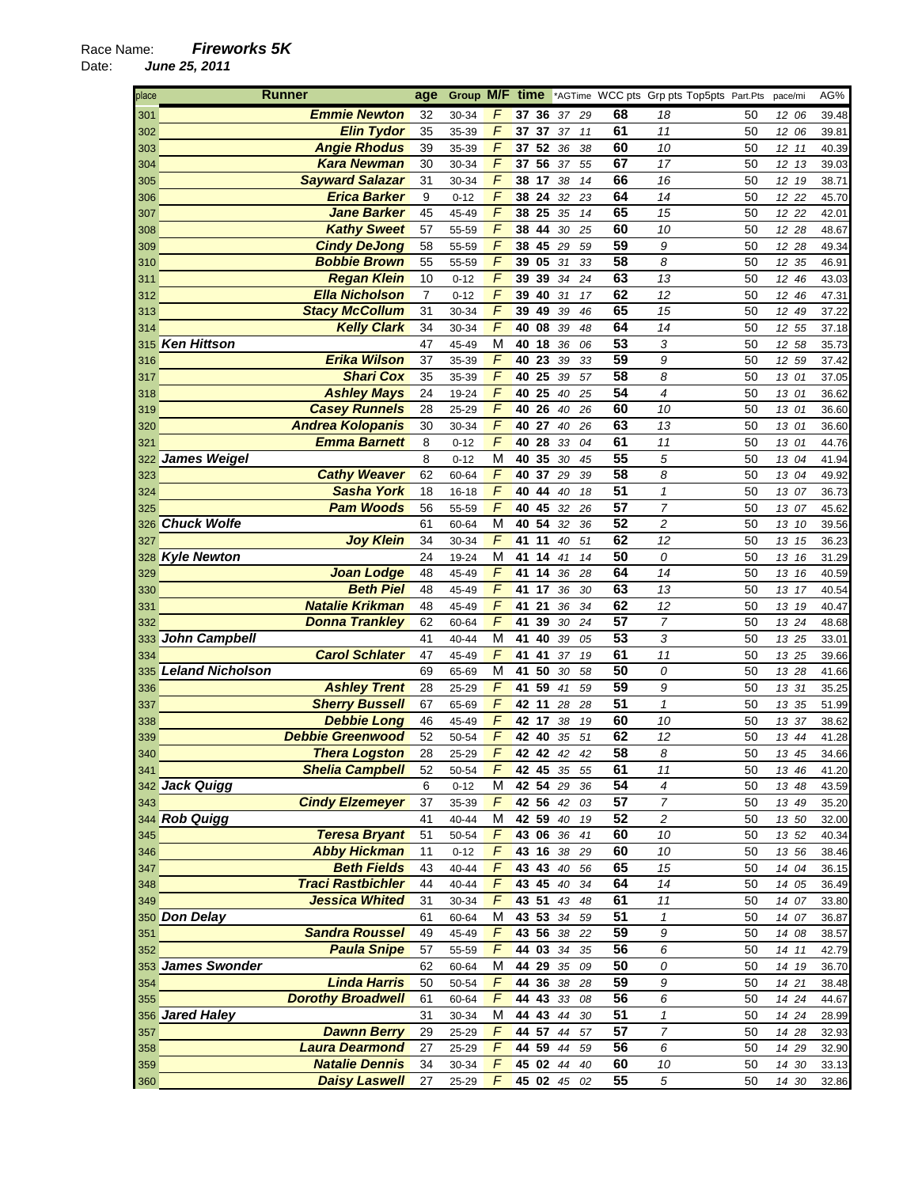Race Name: ***Fireworks 5K***

Date: ***June 25, 2011***

| place | Runner | age | Group | M/F | time | | *AGTime | | WCC pts | Grp pts | Top5pts | Part.Pts | pace/mi | | AG% |
|---|---|---|---|---|---|---|---|---|---|---|---|---|---|---|---|
| 301 | Emmie Newton | 32 | 30-34 | F | 37 | 36 | 37 | 29 | 68 | 18 | | 50 | 12 | 06 | 39.48 |
| 302 | Elin Tydor | 35 | 35-39 | F | 37 | 37 | 37 | 11 | 61 | 11 | | 50 | 12 | 06 | 39.81 |
| 303 | Angie Rhodus | 39 | 35-39 | F | 37 | 52 | 36 | 38 | 60 | 10 | | 50 | 12 | 11 | 40.39 |
| 304 | Kara Newman | 30 | 30-34 | F | 37 | 56 | 37 | 55 | 67 | 17 | | 50 | 12 | 13 | 39.03 |
| 305 | Sayward Salazar | 31 | 30-34 | F | 38 | 17 | 38 | 14 | 66 | 16 | | 50 | 12 | 19 | 38.71 |
| 306 | Erica Barker | 9 | 0-12 | F | 38 | 24 | 32 | 23 | 64 | 14 | | 50 | 12 | 22 | 45.70 |
| 307 | Jane Barker | 45 | 45-49 | F | 38 | 25 | 35 | 14 | 65 | 15 | | 50 | 12 | 22 | 42.01 |
| 308 | Kathy Sweet | 57 | 55-59 | F | 38 | 44 | 30 | 25 | 60 | 10 | | 50 | 12 | 28 | 48.67 |
| 309 | Cindy DeJong | 58 | 55-59 | F | 38 | 45 | 29 | 59 | 59 | 9 | | 50 | 12 | 28 | 49.34 |
| 310 | Bobbie Brown | 55 | 55-59 | F | 39 | 05 | 31 | 33 | 58 | 8 | | 50 | 12 | 35 | 46.91 |
| 311 | Regan Klein | 10 | 0-12 | F | 39 | 39 | 34 | 24 | 63 | 13 | | 50 | 12 | 46 | 43.03 |
| 312 | Ella Nicholson | 7 | 0-12 | F | 39 | 40 | 31 | 17 | 62 | 12 | | 50 | 12 | 46 | 47.31 |
| 313 | Stacy McCollum | 31 | 30-34 | F | 39 | 49 | 39 | 46 | 65 | 15 | | 50 | 12 | 49 | 37.22 |
| 314 | Kelly Clark | 34 | 30-34 | F | 40 | 08 | 39 | 48 | 64 | 14 | | 50 | 12 | 55 | 37.18 |
| 315 | Ken Hittson | 47 | 45-49 | M | 40 | 18 | 36 | 06 | 53 | 3 | | 50 | 12 | 58 | 35.73 |
| 316 | Erika Wilson | 37 | 35-39 | F | 40 | 23 | 39 | 33 | 59 | 9 | | 50 | 12 | 59 | 37.42 |
| 317 | Shari Cox | 35 | 35-39 | F | 40 | 25 | 39 | 57 | 58 | 8 | | 50 | 13 | 01 | 37.05 |
| 318 | Ashley Mays | 24 | 19-24 | F | 40 | 25 | 40 | 25 | 54 | 4 | | 50 | 13 | 01 | 36.62 |
| 319 | Casey Runnels | 28 | 25-29 | F | 40 | 26 | 40 | 26 | 60 | 10 | | 50 | 13 | 01 | 36.60 |
| 320 | Andrea Kolopanis | 30 | 30-34 | F | 40 | 27 | 40 | 26 | 63 | 13 | | 50 | 13 | 01 | 36.60 |
| 321 | Emma Barnett | 8 | 0-12 | F | 40 | 28 | 33 | 04 | 61 | 11 | | 50 | 13 | 01 | 44.76 |
| 322 | James Weigel | 8 | 0-12 | M | 40 | 35 | 30 | 45 | 55 | 5 | | 50 | 13 | 04 | 41.94 |
| 323 | Cathy Weaver | 62 | 60-64 | F | 40 | 37 | 29 | 39 | 58 | 8 | | 50 | 13 | 04 | 49.92 |
| 324 | Sasha York | 18 | 16-18 | F | 40 | 44 | 40 | 18 | 51 | 1 | | 50 | 13 | 07 | 36.73 |
| 325 | Pam Woods | 56 | 55-59 | F | 40 | 45 | 32 | 26 | 57 | 7 | | 50 | 13 | 07 | 45.62 |
| 326 | Chuck Wolfe | 61 | 60-64 | M | 40 | 54 | 32 | 36 | 52 | 2 | | 50 | 13 | 10 | 39.56 |
| 327 | Joy Klein | 34 | 30-34 | F | 41 | 11 | 40 | 51 | 62 | 12 | | 50 | 13 | 15 | 36.23 |
| 328 | Kyle Newton | 24 | 19-24 | M | 41 | 14 | 41 | 14 | 50 | 0 | | 50 | 13 | 16 | 31.29 |
| 329 | Joan Lodge | 48 | 45-49 | F | 41 | 14 | 36 | 28 | 64 | 14 | | 50 | 13 | 16 | 40.59 |
| 330 | Beth Piel | 48 | 45-49 | F | 41 | 17 | 36 | 30 | 63 | 13 | | 50 | 13 | 17 | 40.54 |
| 331 | Natalie Krikman | 48 | 45-49 | F | 41 | 21 | 36 | 34 | 62 | 12 | | 50 | 13 | 19 | 40.47 |
| 332 | Donna Trankley | 62 | 60-64 | F | 41 | 39 | 30 | 24 | 57 | 7 | | 50 | 13 | 24 | 48.68 |
| 333 | John Campbell | 41 | 40-44 | M | 41 | 40 | 39 | 05 | 53 | 3 | | 50 | 13 | 25 | 33.01 |
| 334 | Carol Schlater | 47 | 45-49 | F | 41 | 41 | 37 | 19 | 61 | 11 | | 50 | 13 | 25 | 39.66 |
| 335 | Leland Nicholson | 69 | 65-69 | M | 41 | 50 | 30 | 58 | 50 | 0 | | 50 | 13 | 28 | 41.66 |
| 336 | Ashley Trent | 28 | 25-29 | F | 41 | 59 | 41 | 59 | 59 | 9 | | 50 | 13 | 31 | 35.25 |
| 337 | Sherry Bussell | 67 | 65-69 | F | 42 | 11 | 28 | 28 | 51 | 1 | | 50 | 13 | 35 | 51.99 |
| 338 | Debbie Long | 46 | 45-49 | F | 42 | 17 | 38 | 19 | 60 | 10 | | 50 | 13 | 37 | 38.62 |
| 339 | Debbie Greenwood | 52 | 50-54 | F | 42 | 40 | 35 | 51 | 62 | 12 | | 50 | 13 | 44 | 41.28 |
| 340 | Thera Logston | 28 | 25-29 | F | 42 | 42 | 42 | 42 | 58 | 8 | | 50 | 13 | 45 | 34.66 |
| 341 | Shelia Campbell | 52 | 50-54 | F | 42 | 45 | 35 | 55 | 61 | 11 | | 50 | 13 | 46 | 41.20 |
| 342 | Jack Quigg | 6 | 0-12 | M | 42 | 54 | 29 | 36 | 54 | 4 | | 50 | 13 | 48 | 43.59 |
| 343 | Cindy Elzemeyer | 37 | 35-39 | F | 42 | 56 | 42 | 03 | 57 | 7 | | 50 | 13 | 49 | 35.20 |
| 344 | Rob Quigg | 41 | 40-44 | M | 42 | 59 | 40 | 19 | 52 | 2 | | 50 | 13 | 50 | 32.00 |
| 345 | Teresa Bryant | 51 | 50-54 | F | 43 | 06 | 36 | 41 | 60 | 10 | | 50 | 13 | 52 | 40.34 |
| 346 | Abby Hickman | 11 | 0-12 | F | 43 | 16 | 38 | 29 | 60 | 10 | | 50 | 13 | 56 | 38.46 |
| 347 | Beth Fields | 43 | 40-44 | F | 43 | 43 | 40 | 56 | 65 | 15 | | 50 | 14 | 04 | 36.15 |
| 348 | Traci Rastbichler | 44 | 40-44 | F | 43 | 45 | 40 | 34 | 64 | 14 | | 50 | 14 | 05 | 36.49 |
| 349 | Jessica Whited | 31 | 30-34 | F | 43 | 51 | 43 | 48 | 61 | 11 | | 50 | 14 | 07 | 33.80 |
| 350 | Don Delay | 61 | 60-64 | M | 43 | 53 | 34 | 59 | 51 | 1 | | 50 | 14 | 07 | 36.87 |
| 351 | Sandra Roussel | 49 | 45-49 | F | 43 | 56 | 38 | 22 | 59 | 9 | | 50 | 14 | 08 | 38.57 |
| 352 | Paula Snipe | 57 | 55-59 | F | 44 | 03 | 34 | 35 | 56 | 6 | | 50 | 14 | 11 | 42.79 |
| 353 | James Swonder | 62 | 60-64 | M | 44 | 29 | 35 | 09 | 50 | 0 | | 50 | 14 | 19 | 36.70 |
| 354 | Linda Harris | 50 | 50-54 | F | 44 | 36 | 38 | 28 | 59 | 9 | | 50 | 14 | 21 | 38.48 |
| 355 | Dorothy Broadwell | 61 | 60-64 | F | 44 | 43 | 33 | 08 | 56 | 6 | | 50 | 14 | 24 | 44.67 |
| 356 | Jared Haley | 31 | 30-34 | M | 44 | 43 | 44 | 30 | 51 | 1 | | 50 | 14 | 24 | 28.99 |
| 357 | Dawnn Berry | 29 | 25-29 | F | 44 | 57 | 44 | 57 | 57 | 7 | | 50 | 14 | 28 | 32.93 |
| 358 | Laura Dearmond | 27 | 25-29 | F | 44 | 59 | 44 | 59 | 56 | 6 | | 50 | 14 | 29 | 32.90 |
| 359 | Natalie Dennis | 34 | 30-34 | F | 45 | 02 | 44 | 40 | 60 | 10 | | 50 | 14 | 30 | 33.13 |
| 360 | Daisy Laswell | 27 | 25-29 | F | 45 | 02 | 45 | 02 | 55 | 5 | | 50 | 14 | 30 | 32.86 |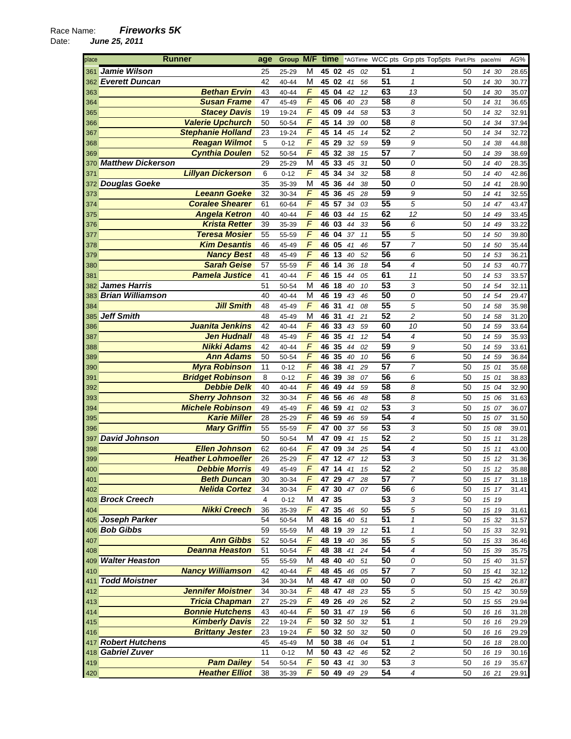Race Name: ***Fireworks 5K***
Date: ***June 25, 2011***

| place | Runner | age | Group | M/F | time | *AGTime | WCC pts | Grp pts | Top5pts | Part.Pts | pace/mi | AG% |
|---|---|---|---|---|---|---|---|---|---|---|---|---|
| 361 | ***Jamie Wilson*** | 25 | 25-29 | M | **45 02** | *45 02* | **51** | *1* | | 50 | *14 30* | 28.65 |
| 362 | ***Everett Duncan*** | 42 | 40-44 | M | **45 02** | *41 56* | **51** | *1* | | 50 | *14 30* | 30.77 |
| 363 | ***Bethan Ervin*** | 43 | 40-44 | *F* | **45 04** | *42 12* | **63** | *13* | | 50 | *14 30* | 35.07 |
| 364 | ***Susan Frame*** | 47 | 45-49 | *F* | **45 06** | *40 23* | **58** | *8* | | 50 | *14 31* | 36.65 |
| 365 | ***Stacey Davis*** | 19 | 19-24 | *F* | **45 09** | *44 58* | **53** | *3* | | 50 | *14 32* | 32.91 |
| 366 | ***Valerie Upchurch*** | 50 | 50-54 | *F* | **45 14** | *39 00* | **58** | *8* | | 50 | *14 34* | 37.94 |
| 367 | ***Stephanie Holland*** | 23 | 19-24 | *F* | **45 14** | *45 14* | **52** | *2* | | 50 | *14 34* | 32.72 |
| 368 | ***Reagan Wilmot*** | 5 | 0-12 | *F* | **45 29** | *32 59* | **59** | *9* | | 50 | *14 38* | 44.88 |
| 369 | ***Cynthia Doulen*** | 52 | 50-54 | *F* | **45 32** | *38 15* | **57** | *7* | | 50 | *14 39* | 38.69 |
| 370 | ***Matthew Dickerson*** | 29 | 25-29 | M | **45 33** | *45 31* | **50** | *0* | | 50 | *14 40* | 28.35 |
| 371 | ***Lillyan Dickerson*** | 6 | 0-12 | *F* | **45 34** | *34 32* | **58** | *8* | | 50 | *14 40* | 42.86 |
| 372 | ***Douglas Goeke*** | 35 | 35-39 | M | **45 36** | *44 38* | **50** | *0* | | 50 | *14 41* | 28.90 |
| 373 | ***Leeann Goeke*** | 32 | 30-34 | *F* | **45 36** | *45 28* | **59** | *9* | | 50 | *14 41* | 32.55 |
| 374 | ***Coralee Shearer*** | 61 | 60-64 | *F* | **45 57** | *34 03* | **55** | *5* | | 50 | *14 47* | 43.47 |
| 375 | ***Angela Ketron*** | 40 | 40-44 | *F* | **46 03** | *44 15* | **62** | *12* | | 50 | *14 49* | 33.45 |
| 376 | ***Krista Retter*** | 39 | 35-39 | *F* | **46 03** | *44 33* | **56** | *6* | | 50 | *14 49* | 33.22 |
| 377 | ***Teresa Mosier*** | 55 | 55-59 | *F* | **46 04** | *37 11* | **55** | *5* | | 50 | *14 50* | 39.80 |
| 378 | ***Kim Desantis*** | 46 | 45-49 | *F* | **46 05** | *41 46* | **57** | *7* | | 50 | *14 50* | 35.44 |
| 379 | ***Nancy Best*** | 48 | 45-49 | *F* | **46 13** | *40 52* | **56** | *6* | | 50 | *14 53* | 36.21 |
| 380 | ***Sarah Geise*** | 57 | 55-59 | *F* | **46 14** | *36 18* | **54** | *4* | | 50 | *14 53* | 40.77 |
| 381 | ***Pamela Justice*** | 41 | 40-44 | *F* | **46 15** | *44 05* | **61** | *11* | | 50 | *14 53* | 33.57 |
| 382 | ***James Harris*** | 51 | 50-54 | M | **46 18** | *40 10* | **53** | *3* | | 50 | *14 54* | 32.11 |
| 383 | ***Brian Williamson*** | 40 | 40-44 | M | **46 19** | *43 46* | **50** | *0* | | 50 | *14 54* | 29.47 |
| 384 | ***Jill Smith*** | 48 | 45-49 | *F* | **46 31** | *41 08* | **55** | *5* | | 50 | *14 58* | 35.98 |
| 385 | ***Jeff Smith*** | 48 | 45-49 | M | **46 31** | *41 21* | **52** | *2* | | 50 | *14 58* | 31.20 |
| 386 | ***Juanita Jenkins*** | 42 | 40-44 | *F* | **46 33** | *43 59* | **60** | *10* | | 50 | *14 59* | 33.64 |
| 387 | ***Jen Hudnall*** | 48 | 45-49 | *F* | **46 35** | *41 12* | **54** | *4* | | 50 | *14 59* | 35.93 |
| 388 | ***Nikki Adams*** | 42 | 40-44 | *F* | **46 35** | *44 02* | **59** | *9* | | 50 | *14 59* | 33.61 |
| 389 | ***Ann Adams*** | 50 | 50-54 | *F* | **46 35** | *40 10* | **56** | *6* | | 50 | *14 59* | 36.84 |
| 390 | ***Myra Robinson*** | 11 | 0-12 | *F* | **46 38** | *41 29* | **57** | *7* | | 50 | *15 01* | 35.68 |
| 391 | ***Bridget Robinson*** | 8 | 0-12 | *F* | **46 39** | *38 07* | **56** | *6* | | 50 | *15 01* | 38.83 |
| 392 | ***Debbie Delk*** | 40 | 40-44 | *F* | **46 49** | *44 59* | **58** | *8* | | 50 | *15 04* | 32.90 |
| 393 | ***Sherry Johnson*** | 32 | 30-34 | *F* | **46 56** | *46 48* | **58** | *8* | | 50 | *15 06* | 31.63 |
| 394 | ***Michele Robinson*** | 49 | 45-49 | *F* | **46 59** | *41 02* | **53** | *3* | | 50 | *15 07* | 36.07 |
| 395 | ***Karie Miller*** | 28 | 25-29 | *F* | **46 59** | *46 56* | **54** | *4* | | 50 | *15 07* | 31.50 |
| 396 | ***Mary Griffin*** | 55 | 55-59 | *F* | **47 00** | *37 56* | **53** | *3* | | 50 | *15 08* | 39.01 |
| 397 | ***David Johnson*** | 50 | 50-54 | M | **47 09** | *41 15* | **52** | *2* | | 50 | *15 11* | 31.28 |
| 398 | ***Ellen Johnson*** | 62 | 60-64 | *F* | **47 09** | *34 25* | **54** | *4* | | 50 | *15 11* | 43.00 |
| 399 | ***Heather Lohmoeller*** | 26 | 25-29 | *F* | **47 12** | *47 12* | **53** | *3* | | 50 | *15 12* | 31.36 |
| 400 | ***Debbie Morris*** | 49 | 45-49 | *F* | **47 14** | *41 15* | **52** | *2* | | 50 | *15 12* | 35.88 |
| 401 | ***Beth Duncan*** | 30 | 30-34 | *F* | **47 29** | *47 28* | **57** | *7* | | 50 | *15 17* | 31.18 |
| 402 | ***Nelida Cortez*** | 34 | 30-34 | *F* | **47 30** | *47 07* | **56** | *6* | | 50 | *15 17* | 31.41 |
| 403 | ***Brock Creech*** | 4 | 0-12 | M | **47 35** | | **53** | *3* | | 50 | *15 19* | |
| 404 | ***Nikki Creech*** | 36 | 35-39 | *F* | **47 35** | *46 50* | **55** | *5* | | 50 | *15 19* | 31.61 |
| 405 | ***Joseph Parker*** | 54 | 50-54 | M | **48 16** | *40 51* | **51** | *1* | | 50 | *15 32* | 31.57 |
| 406 | ***Bob Gibbs*** | 59 | 55-59 | M | **48 19** | *39 12* | **51** | *1* | | 50 | *15 33* | 32.91 |
| 407 | ***Ann Gibbs*** | 52 | 50-54 | *F* | **48 19** | *40 36* | **55** | *5* | | 50 | *15 33* | 36.46 |
| 408 | ***Deanna Heaston*** | 51 | 50-54 | *F* | **48 38** | *41 24* | **54** | *4* | | 50 | *15 39* | 35.75 |
| 409 | ***Walter Heaston*** | 55 | 55-59 | M | **48 40** | *40 51* | **50** | *0* | | 50 | *15 40* | 31.57 |
| 410 | ***Nancy Williamson*** | 42 | 40-44 | *F* | **48 45** | *46 05* | **57** | *7* | | 50 | *15 41* | 32.12 |
| 411 | ***Todd Moistner*** | 34 | 30-34 | M | **48 47** | *48 00* | **50** | *0* | | 50 | *15 42* | 26.87 |
| 412 | ***Jennifer Moistner*** | 34 | 30-34 | *F* | **48 47** | *48 23* | **55** | *5* | | 50 | *15 42* | 30.59 |
| 413 | ***Tricia Chapman*** | 27 | 25-29 | *F* | **49 26** | *49 26* | **52** | *2* | | 50 | *15 55* | 29.94 |
| 414 | ***Bonnie Hutchens*** | 43 | 40-44 | *F* | **50 31** | *47 19* | **56** | *6* | | 50 | *16 16* | 31.28 |
| 415 | ***Kimberly Davis*** | 22 | 19-24 | *F* | **50 32** | *50 32* | **51** | *1* | | 50 | *16 16* | 29.29 |
| 416 | ***Brittany Jester*** | 23 | 19-24 | *F* | **50 32** | *50 32* | **50** | *0* | | 50 | *16 16* | 29.29 |
| 417 | ***Robert Hutchens*** | 45 | 45-49 | M | **50 38** | *46 04* | **51** | *1* | | 50 | *16 18* | 28.00 |
| 418 | ***Gabriel Zuver*** | 11 | 0-12 | M | **50 43** | *42 46* | **52** | *2* | | 50 | *16 19* | 30.16 |
| 419 | ***Pam Dailey*** | 54 | 50-54 | *F* | **50 43** | *41 30* | **53** | *3* | | 50 | *16 19* | 35.67 |
| 420 | ***Heather Elliot*** | 38 | 35-39 | *F* | **50 49** | *49 29* | **54** | *4* | | 50 | *16 21* | 29.91 |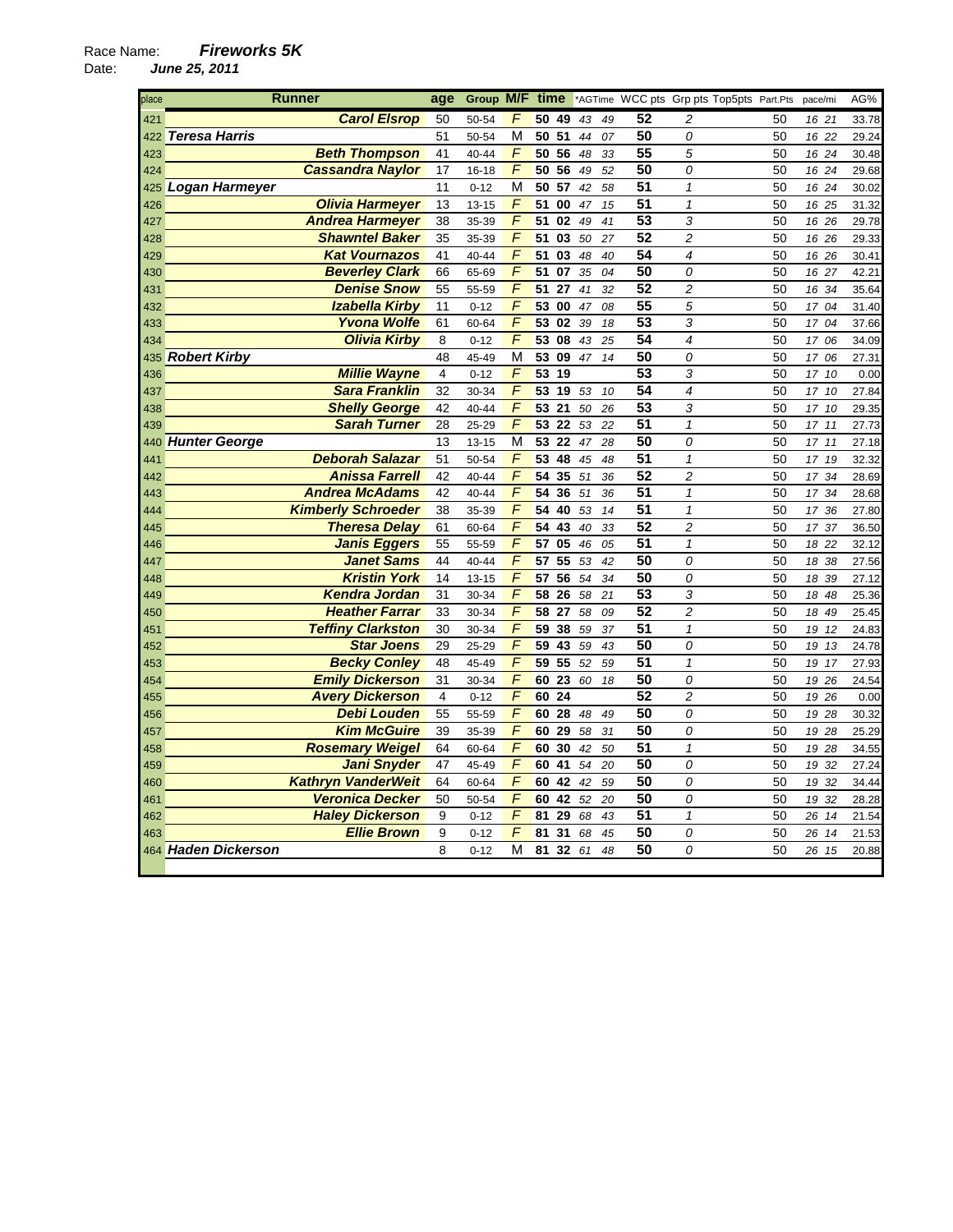Race Name: ***Fireworks 5K***
Date: ***June 25, 2011***

| place | Runner | age | Group | M/F | time | | *AGTime | | WCC pts | Grp pts | Top5pts | Part.Pts | pace/mi | | AG% |
|---|---|---|---|---|---|---|---|---|---|---|---|---|---|---|---|
| 421 | **Carol Elsrop** | 50 | 50-54 | F | 50 | 49 | 43 | 49 | 52 | 2 | | 50 | 16 | 21 | 33.78 |
| 422 | **Teresa Harris** | 51 | 50-54 | M | 50 | 51 | 44 | 07 | 50 | 0 | | 50 | 16 | 22 | 29.24 |
| 423 | **Beth Thompson** | 41 | 40-44 | F | 50 | 56 | 48 | 33 | 55 | 5 | | 50 | 16 | 24 | 30.48 |
| 424 | **Cassandra Naylor** | 17 | 16-18 | F | 50 | 56 | 49 | 52 | 50 | 0 | | 50 | 16 | 24 | 29.68 |
| 425 | **Logan Harmeyer** | 11 | 0-12 | M | 50 | 57 | 42 | 58 | 51 | 1 | | 50 | 16 | 24 | 30.02 |
| 426 | **Olivia Harmeyer** | 13 | 13-15 | F | 51 | 00 | 47 | 15 | 51 | 1 | | 50 | 16 | 25 | 31.32 |
| 427 | **Andrea Harmeyer** | 38 | 35-39 | F | 51 | 02 | 49 | 41 | 53 | 3 | | 50 | 16 | 26 | 29.78 |
| 428 | **Shawntel Baker** | 35 | 35-39 | F | 51 | 03 | 50 | 27 | 52 | 2 | | 50 | 16 | 26 | 29.33 |
| 429 | **Kat Vournazos** | 41 | 40-44 | F | 51 | 03 | 48 | 40 | 54 | 4 | | 50 | 16 | 26 | 30.41 |
| 430 | **Beverley Clark** | 66 | 65-69 | F | 51 | 07 | 35 | 04 | 50 | 0 | | 50 | 16 | 27 | 42.21 |
| 431 | **Denise Snow** | 55 | 55-59 | F | 51 | 27 | 41 | 32 | 52 | 2 | | 50 | 16 | 34 | 35.64 |
| 432 | **Izabella Kirby** | 11 | 0-12 | F | 53 | 00 | 47 | 08 | 55 | 5 | | 50 | 17 | 04 | 31.40 |
| 433 | **Yvona Wolfe** | 61 | 60-64 | F | 53 | 02 | 39 | 18 | 53 | 3 | | 50 | 17 | 04 | 37.66 |
| 434 | **Olivia Kirby** | 8 | 0-12 | F | 53 | 08 | 43 | 25 | 54 | 4 | | 50 | 17 | 06 | 34.09 |
| 435 | **Robert Kirby** | 48 | 45-49 | M | 53 | 09 | 47 | 14 | 50 | 0 | | 50 | 17 | 06 | 27.31 |
| 436 | **Millie Wayne** | 4 | 0-12 | F | 53 | 19 | | | 53 | 3 | | 50 | 17 | 10 | 0.00 |
| 437 | **Sara Franklin** | 32 | 30-34 | F | 53 | 19 | 53 | 10 | 54 | 4 | | 50 | 17 | 10 | 27.84 |
| 438 | **Shelly George** | 42 | 40-44 | F | 53 | 21 | 50 | 26 | 53 | 3 | | 50 | 17 | 10 | 29.35 |
| 439 | **Sarah Turner** | 28 | 25-29 | F | 53 | 22 | 53 | 22 | 51 | 1 | | 50 | 17 | 11 | 27.73 |
| 440 | **Hunter George** | 13 | 13-15 | M | 53 | 22 | 47 | 28 | 50 | 0 | | 50 | 17 | 11 | 27.18 |
| 441 | **Deborah Salazar** | 51 | 50-54 | F | 53 | 48 | 45 | 48 | 51 | 1 | | 50 | 17 | 19 | 32.32 |
| 442 | **Anissa Farrell** | 42 | 40-44 | F | 54 | 35 | 51 | 36 | 52 | 2 | | 50 | 17 | 34 | 28.69 |
| 443 | **Andrea McAdams** | 42 | 40-44 | F | 54 | 36 | 51 | 36 | 51 | 1 | | 50 | 17 | 34 | 28.68 |
| 444 | **Kimberly Schroeder** | 38 | 35-39 | F | 54 | 40 | 53 | 14 | 51 | 1 | | 50 | 17 | 36 | 27.80 |
| 445 | **Theresa Delay** | 61 | 60-64 | F | 54 | 43 | 40 | 33 | 52 | 2 | | 50 | 17 | 37 | 36.50 |
| 446 | **Janis Eggers** | 55 | 55-59 | F | 57 | 05 | 46 | 05 | 51 | 1 | | 50 | 18 | 22 | 32.12 |
| 447 | **Janet Sams** | 44 | 40-44 | F | 57 | 55 | 53 | 42 | 50 | 0 | | 50 | 18 | 38 | 27.56 |
| 448 | **Kristin York** | 14 | 13-15 | F | 57 | 56 | 54 | 34 | 50 | 0 | | 50 | 18 | 39 | 27.12 |
| 449 | **Kendra Jordan** | 31 | 30-34 | F | 58 | 26 | 58 | 21 | 53 | 3 | | 50 | 18 | 48 | 25.36 |
| 450 | **Heather Farrar** | 33 | 30-34 | F | 58 | 27 | 58 | 09 | 52 | 2 | | 50 | 18 | 49 | 25.45 |
| 451 | **Teffiny Clarkston** | 30 | 30-34 | F | 59 | 38 | 59 | 37 | 51 | 1 | | 50 | 19 | 12 | 24.83 |
| 452 | **Star Joens** | 29 | 25-29 | F | 59 | 43 | 59 | 43 | 50 | 0 | | 50 | 19 | 13 | 24.78 |
| 453 | **Becky Conley** | 48 | 45-49 | F | 59 | 55 | 52 | 59 | 51 | 1 | | 50 | 19 | 17 | 27.93 |
| 454 | **Emily Dickerson** | 31 | 30-34 | F | 60 | 23 | 60 | 18 | 50 | 0 | | 50 | 19 | 26 | 24.54 |
| 455 | **Avery Dickerson** | 4 | 0-12 | F | 60 | 24 | | | 52 | 2 | | 50 | 19 | 26 | 0.00 |
| 456 | **Debi Louden** | 55 | 55-59 | F | 60 | 28 | 48 | 49 | 50 | 0 | | 50 | 19 | 28 | 30.32 |
| 457 | **Kim McGuire** | 39 | 35-39 | F | 60 | 29 | 58 | 31 | 50 | 0 | | 50 | 19 | 28 | 25.29 |
| 458 | **Rosemary Weigel** | 64 | 60-64 | F | 60 | 30 | 42 | 50 | 51 | 1 | | 50 | 19 | 28 | 34.55 |
| 459 | **Jani Snyder** | 47 | 45-49 | F | 60 | 41 | 54 | 20 | 50 | 0 | | 50 | 19 | 32 | 27.24 |
| 460 | **Kathryn VanderWeit** | 64 | 60-64 | F | 60 | 42 | 42 | 59 | 50 | 0 | | 50 | 19 | 32 | 34.44 |
| 461 | **Veronica Decker** | 50 | 50-54 | F | 60 | 42 | 52 | 20 | 50 | 0 | | 50 | 19 | 32 | 28.28 |
| 462 | **Haley Dickerson** | 9 | 0-12 | F | 81 | 29 | 68 | 43 | 51 | 1 | | 50 | 26 | 14 | 21.54 |
| 463 | **Ellie Brown** | 9 | 0-12 | F | 81 | 31 | 68 | 45 | 50 | 0 | | 50 | 26 | 14 | 21.53 |
| 464 | **Haden Dickerson** | 8 | 0-12 | M | 81 | 32 | 61 | 48 | 50 | 0 | | 50 | 26 | 15 | 20.88 |